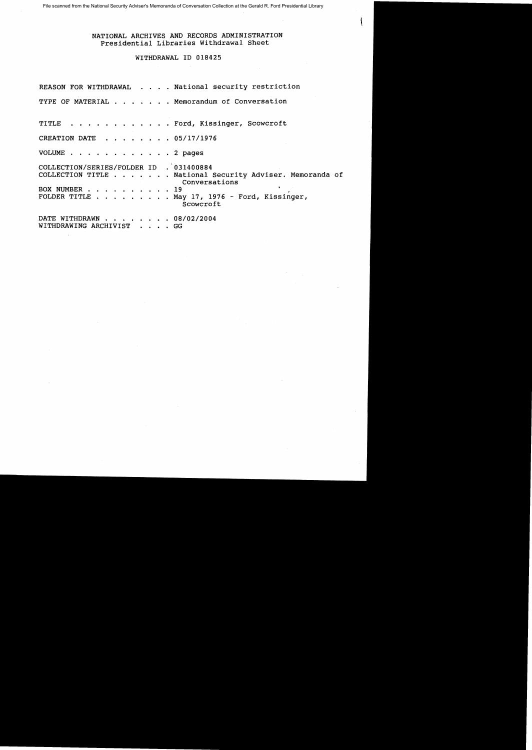File scanned from the National Security Adviser's Memoranda of Conversation Collection at the Gerald R. Ford Presidential Library

NATIONAL ARCHIVES AND RECORDS ADMINISTRATION
Presidential Libraries Withdrawal Sheet

WITHDRAWAL ID 018425

REASON FOR WITHDRAWAL . . . . National security restriction

TYPE OF MATERIAL . . . . . . . Memorandum of Conversation

TITLE . . . . . . . . . . . . Ford, Kissinger, Scowcroft

CREATION DATE . . . . . . . . 05/17/1976

VOLUME . . . . . . . . . . . . 2 pages

COLLECTION/SERIES/FOLDER ID . 031400884
COLLECTION TITLE . . . . . . . National Security Adviser. Memoranda of Conversations
BOX NUMBER . . . . . . . . . . 19
FOLDER TITLE . . . . . . . . . May 17, 1976 - Ford, Kissinger, Scowcroft

DATE WITHDRAWN . . . . . . . . 08/02/2004
WITHDRAWING ARCHIVIST . . . . GG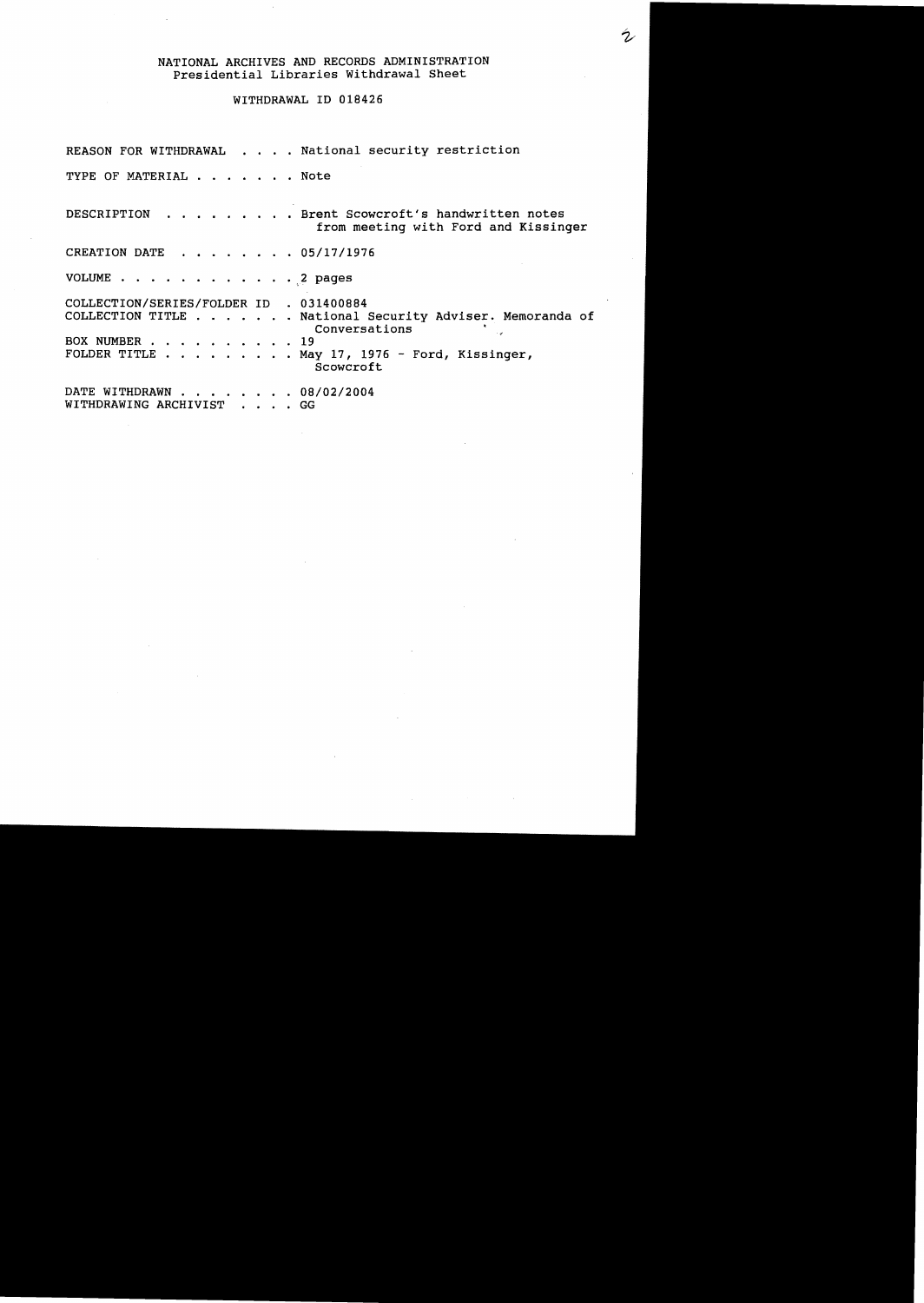NATIONAL ARCHIVES AND RECORDS ADMINISTRATION
Presidential Libraries Withdrawal Sheet

WITHDRAWAL ID 018426

| | |
|---|---|
| REASON FOR WITHDRAWAL . . . . | National security restriction |
| TYPE OF MATERIAL . . . . . . . | Note |
| DESCRIPTION . . . . . . . . . | Brent Scowcroft's handwritten notes from meeting with Ford and Kissinger |
| CREATION DATE . . . . . . . . | 05/17/1976 |
| VOLUME . . . . . . . . . . . . | 2 pages |
| COLLECTION/SERIES/FOLDER ID . | 031400884 |
| COLLECTION TITLE . . . . . . . | National Security Adviser. Memoranda of Conversations |
| BOX NUMBER . . . . . . . . . . | 19 |
| FOLDER TITLE . . . . . . . . . | May 17, 1976 - Ford, Kissinger, Scowcroft |
| DATE WITHDRAWN . . . . . . . . | 08/02/2004 |
| WITHDRAWING ARCHIVIST . . . . | GG |